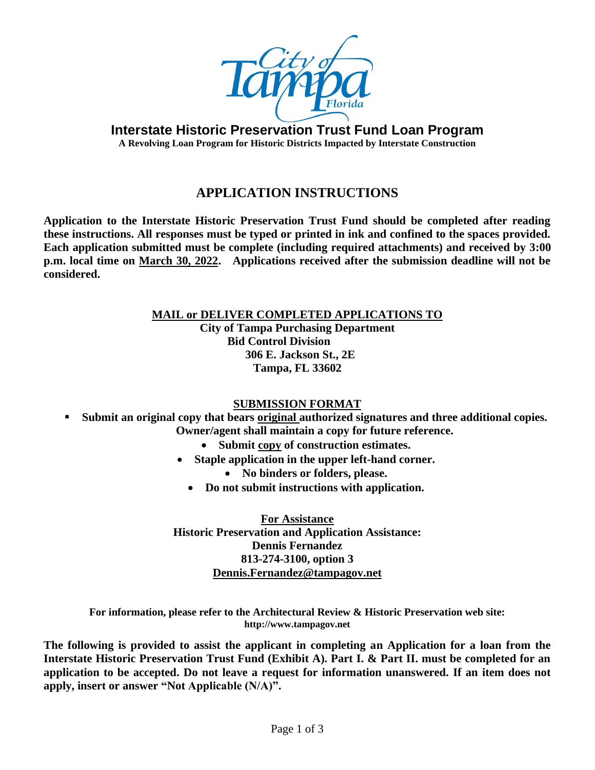# Interstate Historic Preservation Trust Fund Loan Program

**A Revolving Loan Program for Historic Districts Impacted by Interstate Construction**

## APPLICATION INSTRUCTIONS

**Application to the Interstate Historic Preservation Trust Fund should be completed after reading these instructions. All responses must be typed or printed in ink and confined to the spaces provided. Each application submitted must be complete (including required attachments) and received by 3:00 p.m. local time on March 30, 2022. Applications received after the submission deadline will not be considered.**

**MAIL or DELIVER COMPLETED APPLICATIONS TO**

**City of Tampa Purchasing Department**
**Bid Control Division**
**306 E. Jackson St., 2E**
**Tampa, FL 33602**

**SUBMISSION FORMAT**

- **Submit an original copy that bears original authorized signatures and three additional copies. Owner/agent shall maintain a copy for future reference.**
  - **Submit copy of construction estimates.**
  - **Staple application in the upper left-hand corner.**
  - **No binders or folders, please.**
  - **Do not submit instructions with application.**

**For Assistance**
**Historic Preservation and Application Assistance:**
**Dennis Fernandez**
**813-274-3100, option 3**
**Dennis.Fernandez@tampagov.net**

**For information, please refer to the Architectural Review & Historic Preservation web site:**
**http://www.tampagov.net**

**The following is provided to assist the applicant in completing an Application for a loan from the Interstate Historic Preservation Trust Fund (Exhibit A). Part I. & Part II. must be completed for an application to be accepted. Do not leave a request for information unanswered. If an item does not apply, insert or answer "Not Applicable (N/A)".**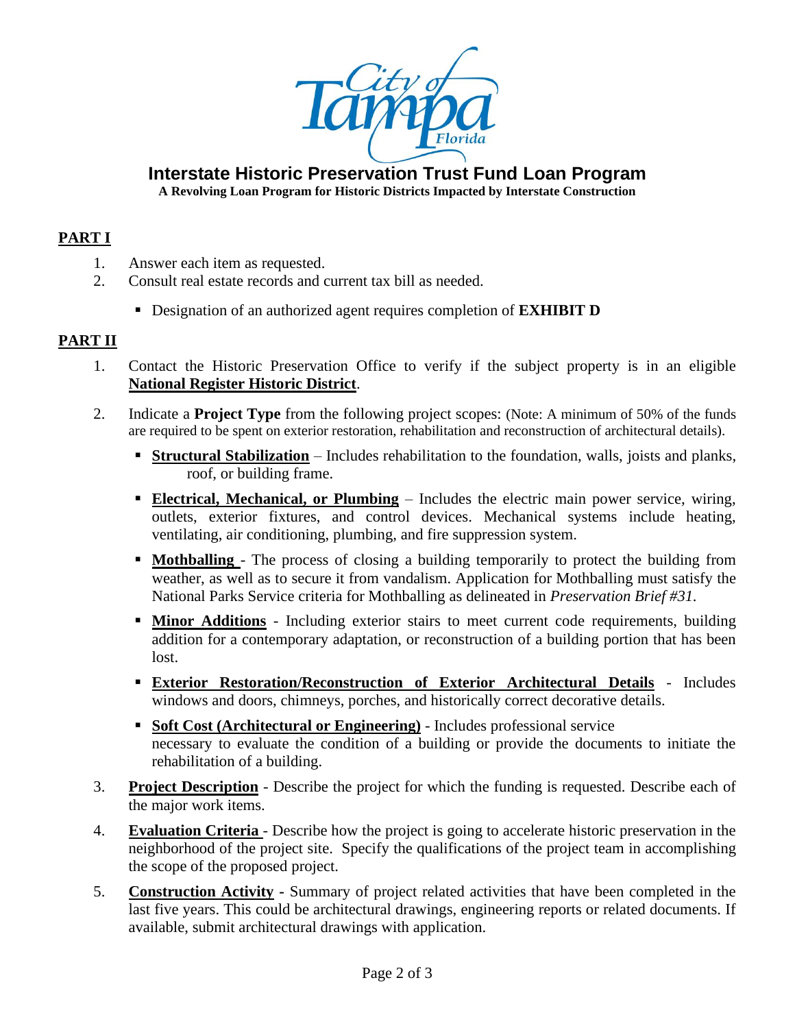# Interstate Historic Preservation Trust Fund Loan Program

**A Revolving Loan Program for Historic Districts Impacted by Interstate Construction**

## PART I

1. Answer each item as requested.
2. Consult real estate records and current tax bill as needed.
   - Designation of an authorized agent requires completion of **EXHIBIT D**

## PART II

1. Contact the Historic Preservation Office to verify if the subject property is in an eligible **National Register Historic District**.
2. Indicate a **Project Type** from the following project scopes: (Note: A minimum of 50% of the funds are required to be spent on exterior restoration, rehabilitation and reconstruction of architectural details).
   - **Structural Stabilization** – Includes rehabilitation to the foundation, walls, joists and planks, roof, or building frame.
   - **Electrical, Mechanical, or Plumbing** – Includes the electric main power service, wiring, outlets, exterior fixtures, and control devices. Mechanical systems include heating, ventilating, air conditioning, plumbing, and fire suppression system.
   - **Mothballing** - The process of closing a building temporarily to protect the building from weather, as well as to secure it from vandalism. Application for Mothballing must satisfy the National Parks Service criteria for Mothballing as delineated in *Preservation Brief #31*.
   - **Minor Additions** - Including exterior stairs to meet current code requirements, building addition for a contemporary adaptation, or reconstruction of a building portion that has been lost.
   - **Exterior Restoration/Reconstruction of Exterior Architectural Details** - Includes windows and doors, chimneys, porches, and historically correct decorative details.
   - **Soft Cost (Architectural or Engineering)** - Includes professional service necessary to evaluate the condition of a building or provide the documents to initiate the rehabilitation of a building.
3. **Project Description** - Describe the project for which the funding is requested. Describe each of the major work items.
4. **Evaluation Criteria** - Describe how the project is going to accelerate historic preservation in the neighborhood of the project site. Specify the qualifications of the project team in accomplishing the scope of the proposed project.
5. **Construction Activity** - Summary of project related activities that have been completed in the last five years. This could be architectural drawings, engineering reports or related documents. If available, submit architectural drawings with application.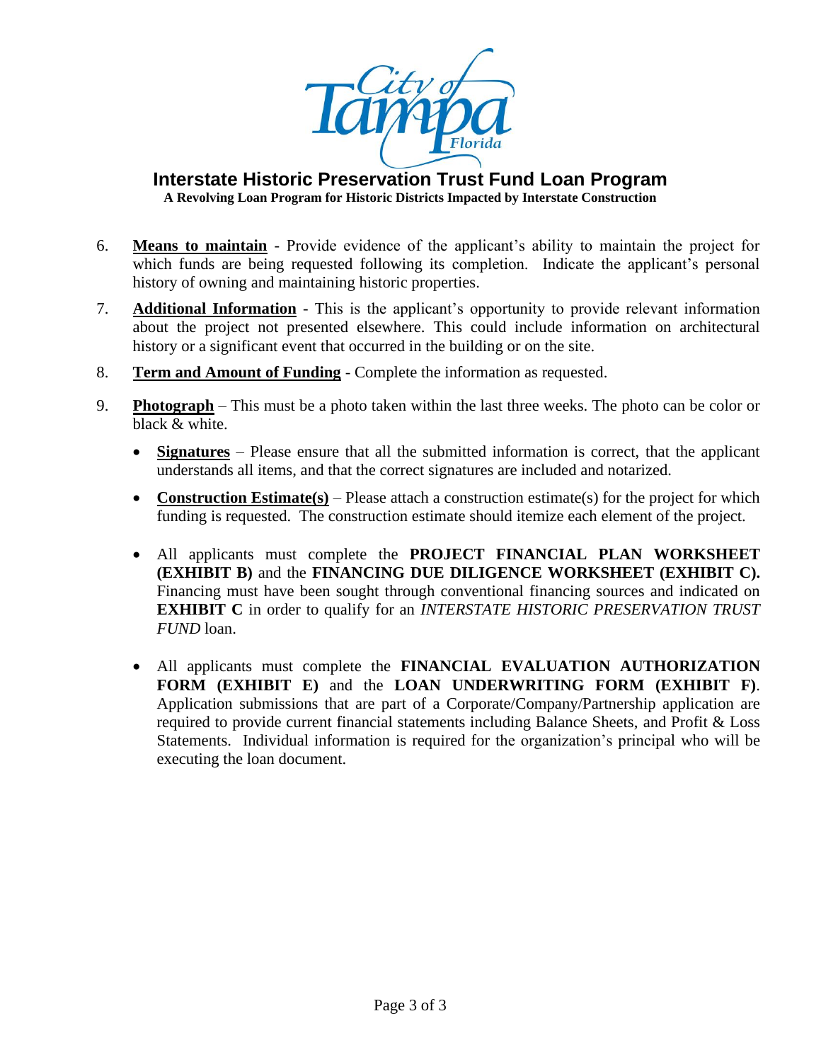## Interstate Historic Preservation Trust Fund Loan Program

**A Revolving Loan Program for Historic Districts Impacted by Interstate Construction**

6. **Means to maintain** - Provide evidence of the applicant's ability to maintain the project for which funds are being requested following its completion. Indicate the applicant's personal history of owning and maintaining historic properties.

7. **Additional Information** - This is the applicant's opportunity to provide relevant information about the project not presented elsewhere. This could include information on architectural history or a significant event that occurred in the building or on the site.

8. **Term and Amount of Funding** - Complete the information as requested.

9. **Photograph** – This must be a photo taken within the last three weeks. The photo can be color or black & white.

   - **Signatures** – Please ensure that all the submitted information is correct, that the applicant understands all items, and that the correct signatures are included and notarized.

   - **Construction Estimate(s)** – Please attach a construction estimate(s) for the project for which funding is requested. The construction estimate should itemize each element of the project.

   - All applicants must complete the **PROJECT FINANCIAL PLAN WORKSHEET (EXHIBIT B)** and the **FINANCING DUE DILIGENCE WORKSHEET (EXHIBIT C).** Financing must have been sought through conventional financing sources and indicated on **EXHIBIT C** in order to qualify for an *INTERSTATE HISTORIC PRESERVATION TRUST FUND* loan.

   - All applicants must complete the **FINANCIAL EVALUATION AUTHORIZATION FORM (EXHIBIT E)** and the **LOAN UNDERWRITING FORM (EXHIBIT F)**. Application submissions that are part of a Corporate/Company/Partnership application are required to provide current financial statements including Balance Sheets, and Profit & Loss Statements. Individual information is required for the organization's principal who will be executing the loan document.